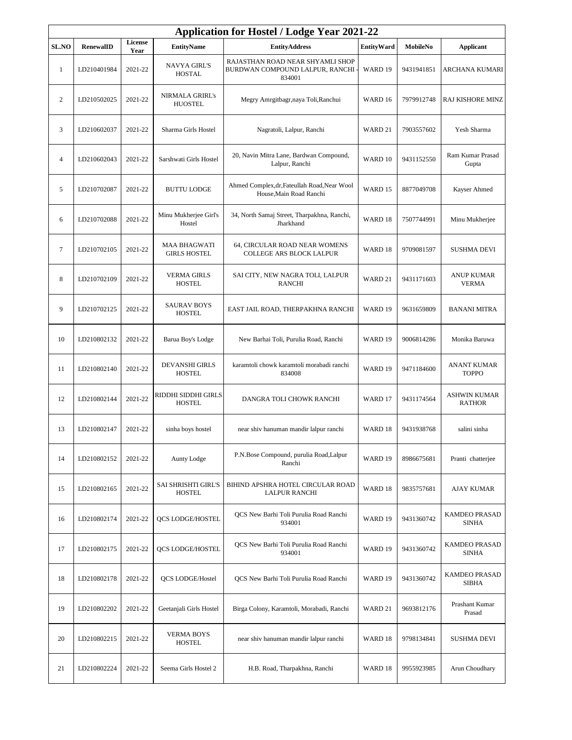# Application for Hostel / Lodge Year 2021-22

| SL.NO | RenewalID | License Year | EntityName | EntityAddress | EntityWard | MobileNo | Applicant |
|---|---|---|---|---|---|---|---|
| 1 | LD210401984 | 2021-22 | NAVYA GIRL'S HOSTAL | RAJASTHAN ROAD NEAR SHYAMLI SHOP BURDWAN COMPOUND LALPUR, RANCHI - 834001 | WARD 19 | 9431941851 | ARCHANA KUMARI |
| 2 | LD210502025 | 2021-22 | NIRMALA GRIRL's HUOSTEL | Megry Amrgitbagr,naya Toli,Ranchui | WARD 16 | 7979912748 | RAJ KISHORE MINZ |
| 3 | LD210602037 | 2021-22 | Sharma Girls Hostel | Nagratoli, Lalpur, Ranchi | WARD 21 | 7903557602 | Yesh Sharma |
| 4 | LD210602043 | 2021-22 | Sarshwati Girls Hostel | 20, Navin Mitra Lane, Bardwan Compound, Lalpur, Ranchi | WARD 10 | 9431152550 | Ram Kumar Prasad Gupta |
| 5 | LD210702087 | 2021-22 | BUTTU LODGE | Ahmed Complex,dr,Fateullah Road,Near Wool House,Main Road Ranchi | WARD 15 | 8877049708 | Kayser Ahmed |
| 6 | LD210702088 | 2021-22 | Minu Mukherjee Girl's Hostel | 34, North Samaj Street, Tharpakhna, Ranchi, Jharkhand | WARD 18 | 7507744991 | Minu Mukherjee |
| 7 | LD210702105 | 2021-22 | MAA BHAGWATI GIRLS HOSTEL | 64, CIRCULAR ROAD NEAR WOMENS COLLEGE ARS BLOCK LALPUR | WARD 18 | 9709081597 | SUSHMA DEVI |
| 8 | LD210702109 | 2021-22 | VERMA GIRLS HOSTEL | SAI CITY, NEW NAGRA TOLI, LALPUR RANCHI | WARD 21 | 9431171603 | ANUP KUMAR VERMA |
| 9 | LD210702125 | 2021-22 | SAURAV BOYS HOSTEL | EAST JAIL ROAD, THERPAKHNA RANCHI | WARD 19 | 9631659809 | BANANI MITRA |
| 10 | LD210802132 | 2021-22 | Barua Boy's Lodge | New Barhai Toli, Purulia Road, Ranchi | WARD 19 | 9006814286 | Monika Baruwa |
| 11 | LD210802140 | 2021-22 | DEVANSHI GIRLS HOSTEL | karamtoli chowk karamtoli morabadi ranchi 834008 | WARD 19 | 9471184600 | ANANT KUMAR TOPPO |
| 12 | LD210802144 | 2021-22 | RIDDHI SIDDHI GIRLS HOSTEL | DANGRA TOLI CHOWK RANCHI | WARD 17 | 9431174564 | ASHWIN KUMAR RATHOR |
| 13 | LD210802147 | 2021-22 | sinha boys hostel | near shiv hanuman mandir lalpur ranchi | WARD 18 | 9431938768 | salini sinha |
| 14 | LD210802152 | 2021-22 | Aunty Lodge | P.N.Bose Compound, purulia Road,Lalpur Ranchi | WARD 19 | 8986675681 | Pranti chatterjee |
| 15 | LD210802165 | 2021-22 | SAI SHRISHTI GIRL'S HOSTEL | BIHIND APSHRA HOTEL CIRCULAR ROAD LALPUR RANCHI | WARD 18 | 9835757681 | AJAY KUMAR |
| 16 | LD210802174 | 2021-22 | QCS LODGE/HOSTEL | QCS New Barhi Toli Purulia Road Ranchi 934001 | WARD 19 | 9431360742 | KAMDEO PRASAD SINHA |
| 17 | LD210802175 | 2021-22 | QCS LODGE/HOSTEL | QCS New Barhi Toli Purulia Road Ranchi 934001 | WARD 19 | 9431360742 | KAMDEO PRASAD SINHA |
| 18 | LD210802178 | 2021-22 | QCS LODGE/Hostel | QCS New Barhi Toli Purulia Road Ranchi | WARD 19 | 9431360742 | KAMDEO PRASAD SIBHA |
| 19 | LD210802202 | 2021-22 | Geetanjali Girls Hostel | Birga Colony, Karamtoli, Morabadi, Ranchi | WARD 21 | 9693812176 | Prashant Kumar Prasad |
| 20 | LD210802215 | 2021-22 | VERMA BOYS HOSTEL | near shiv hanuman mandir lalpur ranchi | WARD 18 | 9798134841 | SUSHMA DEVI |
| 21 | LD210802224 | 2021-22 | Seema Girls Hostel 2 | H.B. Road, Tharpakhna, Ranchi | WARD 18 | 9955923985 | Arun Choudhary |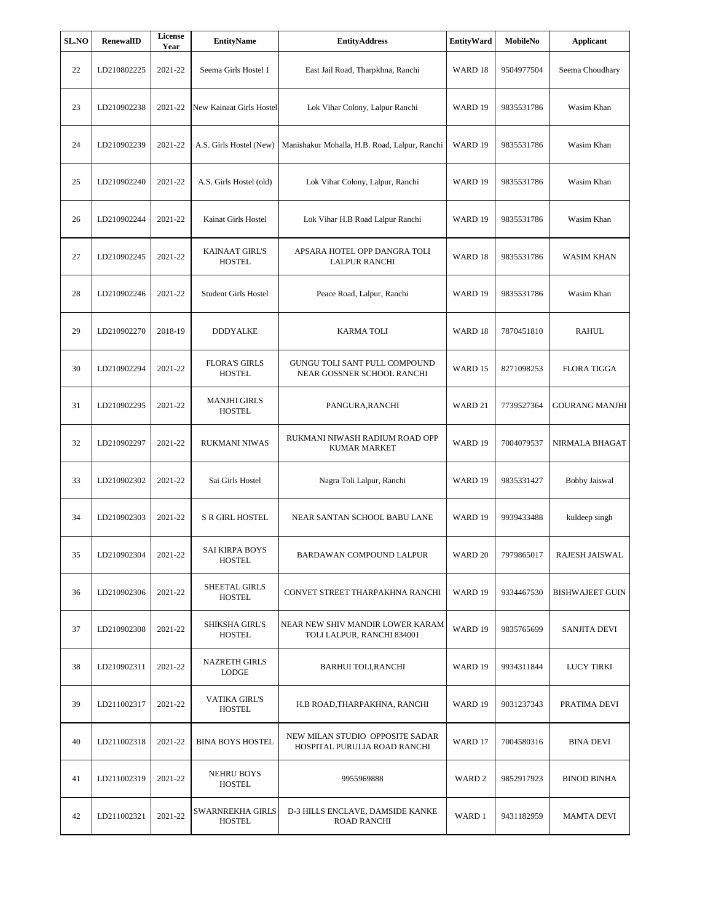| SL.NO | RenewalID | License Year | EntityName | EntityAddress | EntityWard | MobileNo | Applicant |
|---|---|---|---|---|---|---|---|
| 22 | LD210802225 | 2021-22 | Seema Girls Hostel 1 | East Jail Road, Tharpkhna, Ranchi | WARD 18 | 9504977504 | Seema Choudhary |
| 23 | LD210902238 | 2021-22 | New Kainaat Girls Hostel | Lok Vihar Colony, Lalpur Ranchi | WARD 19 | 9835531786 | Wasim Khan |
| 24 | LD210902239 | 2021-22 | A.S. Girls Hostel (New) | Manishakur Mohalla, H.B. Road, Lalpur, Ranchi | WARD 19 | 9835531786 | Wasim Khan |
| 25 | LD210902240 | 2021-22 | A.S. Girls Hostel (old) | Lok Vihar Colony, Lalpur, Ranchi | WARD 19 | 9835531786 | Wasim Khan |
| 26 | LD210902244 | 2021-22 | Kainat Girls Hostel | Lok Vihar H.B Road Lalpur Ranchi | WARD 19 | 9835531786 | Wasim Khan |
| 27 | LD210902245 | 2021-22 | KAINAAT GIRL'S HOSTEL | APSARA HOTEL OPP DANGRA TOLI LALPUR RANCHI | WARD 18 | 9835531786 | WASIM KHAN |
| 28 | LD210902246 | 2021-22 | Student Girls Hostel | Peace Road, Lalpur, Ranchi | WARD 19 | 9835531786 | Wasim Khan |
| 29 | LD210902270 | 2018-19 | DDDYALKE | KARMA TOLI | WARD 18 | 7870451810 | RAHUL |
| 30 | LD210902294 | 2021-22 | FLORA'S GIRLS HOSTEL | GUNGU TOLI SANT PULL COMPOUND NEAR GOSSNER SCHOOL RANCHI | WARD 15 | 8271098253 | FLORA TIGGA |
| 31 | LD210902295 | 2021-22 | MANJHI GIRLS HOSTEL | PANGURA,RANCHI | WARD 21 | 7739527364 | GOURANG MANJHI |
| 32 | LD210902297 | 2021-22 | RUKMANI NIWAS | RUKMANI NIWASH RADIUM ROAD OPP KUMAR MARKET | WARD 19 | 7004079537 | NIRMALA BHAGAT |
| 33 | LD210902302 | 2021-22 | Sai Girls Hostel | Nagra Toli Lalpur, Ranchi | WARD 19 | 9835331427 | Bobby Jaiswal |
| 34 | LD210902303 | 2021-22 | S R GIRL HOSTEL | NEAR SANTAN SCHOOL BABU LANE | WARD 19 | 9939433488 | kuldeep singh |
| 35 | LD210902304 | 2021-22 | SAI KIRPA BOYS HOSTEL | BARDAWAN COMPOUND LALPUR | WARD 20 | 7979865017 | RAJESH JAISWAL |
| 36 | LD210902306 | 2021-22 | SHEETAL GIRLS HOSTEL | CONVET STREET THARPAKHNA RANCHI | WARD 19 | 9334467530 | BISHWAJEET GUIN |
| 37 | LD210902308 | 2021-22 | SHIKSHA GIRL'S HOSTEL | NEAR NEW SHIV MANDIR LOWER KARAM TOLI LALPUR, RANCHI 834001 | WARD 19 | 9835765699 | SANJITA DEVI |
| 38 | LD210902311 | 2021-22 | NAZRETH GIRLS LODGE | BARHUI TOLI,RANCHI | WARD 19 | 9934311844 | LUCY TIRKI |
| 39 | LD211002317 | 2021-22 | VATIKA GIRL'S HOSTEL | H.B ROAD,THARPAKHNA, RANCHI | WARD 19 | 9031237343 | PRATIMA DEVI |
| 40 | LD211002318 | 2021-22 | BINA BOYS HOSTEL | NEW MILAN STUDIO OPPOSITE SADAR HOSPITAL PURULIA ROAD RANCHI | WARD 17 | 7004580316 | BINA DEVI |
| 41 | LD211002319 | 2021-22 | NEHRU BOYS HOSTEL | 9955969888 | WARD 2 | 9852917923 | BINOD BINHA |
| 42 | LD211002321 | 2021-22 | SWARNREKHA GIRLS HOSTEL | D-3 HILLS ENCLAVE, DAMSIDE KANKE ROAD RANCHI | WARD 1 | 9431182959 | MAMTA DEVI |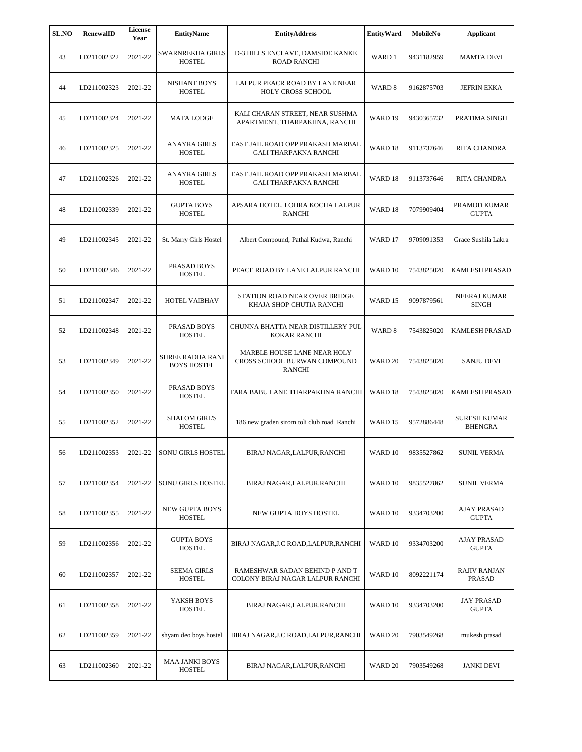| SL.NO | RenewalID | License Year | EntityName | EntityAddress | EntityWard | MobileNo | Applicant |
|---|---|---|---|---|---|---|---|
| 43 | LD211002322 | 2021-22 | SWARNREKHA GIRLS HOSTEL | D-3 HILLS ENCLAVE, DAMSIDE KANKE ROAD RANCHI | WARD 1 | 9431182959 | MAMTA DEVI |
| 44 | LD211002323 | 2021-22 | NISHANT BOYS HOSTEL | LALPUR PEACR ROAD BY LANE NEAR HOLY CROSS SCHOOL | WARD 8 | 9162875703 | JEFRIN EKKA |
| 45 | LD211002324 | 2021-22 | MATA LODGE | KALI CHARAN STREET, NEAR SUSHMA APARTMENT, THARPAKHNA, RANCHI | WARD 19 | 9430365732 | PRATIMA SINGH |
| 46 | LD211002325 | 2021-22 | ANAYRA GIRLS HOSTEL | EAST JAIL ROAD OPP PRAKASH MARBAL GALI THARPAKNA RANCHI | WARD 18 | 9113737646 | RITA CHANDRA |
| 47 | LD211002326 | 2021-22 | ANAYRA GIRLS HOSTEL | EAST JAIL ROAD OPP PRAKASH MARBAL GALI THARPAKNA RANCHI | WARD 18 | 9113737646 | RITA CHANDRA |
| 48 | LD211002339 | 2021-22 | GUPTA BOYS HOSTEL | APSARA HOTEL, LOHRA KOCHA LALPUR RANCHI | WARD 18 | 7079909404 | PRAMOD KUMAR GUPTA |
| 49 | LD211002345 | 2021-22 | St. Marry Girls Hostel | Albert Compound, Pathal Kudwa, Ranchi | WARD 17 | 9709091353 | Grace Sushila Lakra |
| 50 | LD211002346 | 2021-22 | PRASAD BOYS HOSTEL | PEACE ROAD BY LANE LALPUR RANCHI | WARD 10 | 7543825020 | KAMLESH PRASAD |
| 51 | LD211002347 | 2021-22 | HOTEL VAIBHAV | STATION ROAD NEAR OVER BRIDGE KHAJA SHOP CHUTIA RANCHI | WARD 15 | 9097879561 | NEERAJ KUMAR SINGH |
| 52 | LD211002348 | 2021-22 | PRASAD BOYS HOSTEL | CHUNNA BHATTA NEAR DISTILLERY PUL KOKAR RANCHI | WARD 8 | 7543825020 | KAMLESH PRASAD |
| 53 | LD211002349 | 2021-22 | SHREE RADHA RANI BOYS HOSTEL | MARBLE HOUSE LANE NEAR HOLY CROSS SCHOOL BURWAN COMPOUND RANCHI | WARD 20 | 7543825020 | SANJU DEVI |
| 54 | LD211002350 | 2021-22 | PRASAD BOYS HOSTEL | TARA BABU LANE THARPAKHNA RANCHI | WARD 18 | 7543825020 | KAMLESH PRASAD |
| 55 | LD211002352 | 2021-22 | SHALOM GIRL'S HOSTEL | 186 new graden sirom toli club road Ranchi | WARD 15 | 9572886448 | SURESH KUMAR BHENGRA |
| 56 | LD211002353 | 2021-22 | SONU GIRLS HOSTEL | BIRAJ NAGAR,LALPUR,RANCHI | WARD 10 | 9835527862 | SUNIL VERMA |
| 57 | LD211002354 | 2021-22 | SONU GIRLS HOSTEL | BIRAJ NAGAR,LALPUR,RANCHI | WARD 10 | 9835527862 | SUNIL VERMA |
| 58 | LD211002355 | 2021-22 | NEW GUPTA BOYS HOSTEL | NEW GUPTA BOYS HOSTEL | WARD 10 | 9334703200 | AJAY PRASAD GUPTA |
| 59 | LD211002356 | 2021-22 | GUPTA BOYS HOSTEL | BIRAJ NAGAR,J.C ROAD,LALPUR,RANCHI | WARD 10 | 9334703200 | AJAY PRASAD GUPTA |
| 60 | LD211002357 | 2021-22 | SEEMA GIRLS HOSTEL | RAMESHWAR SADAN BEHIND P AND T COLONY BIRAJ NAGAR LALPUR RANCHI | WARD 10 | 8092221174 | RAJIV RANJAN PRASAD |
| 61 | LD211002358 | 2021-22 | YAKSH BOYS HOSTEL | BIRAJ NAGAR,LALPUR,RANCHI | WARD 10 | 9334703200 | JAY PRASAD GUPTA |
| 62 | LD211002359 | 2021-22 | shyam deo boys hostel | BIRAJ NAGAR,J.C ROAD,LALPUR,RANCHI | WARD 20 | 7903549268 | mukesh prasad |
| 63 | LD211002360 | 2021-22 | MAA JANKI BOYS HOSTEL | BIRAJ NAGAR,LALPUR,RANCHI | WARD 20 | 7903549268 | JANKI DEVI |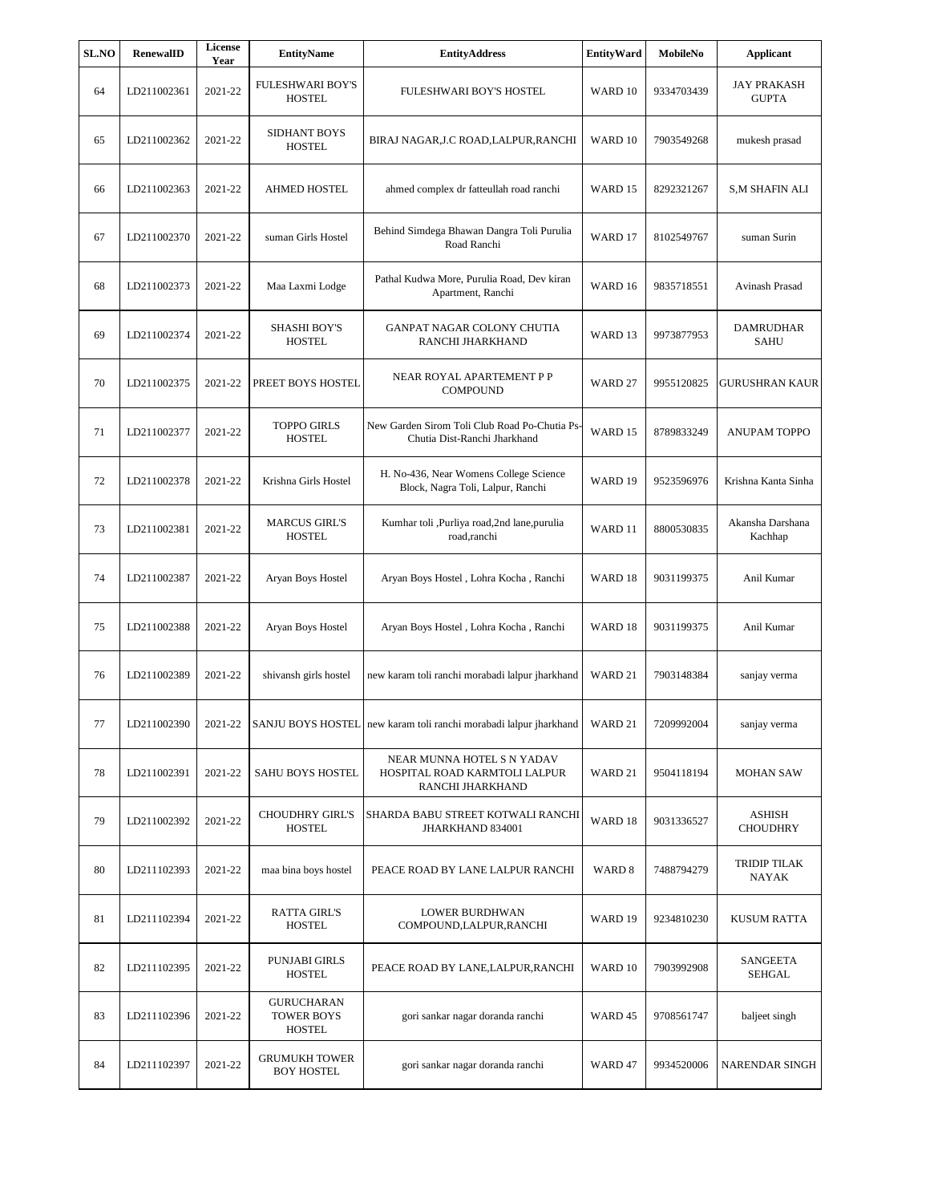| SL.NO | RenewalID | License Year | EntityName | EntityAddress | EntityWard | MobileNo | Applicant |
|---|---|---|---|---|---|---|---|
| 64 | LD211002361 | 2021-22 | FULESHWARI BOY'S HOSTEL | FULESHWARI BOY'S HOSTEL | WARD 10 | 9334703439 | JAY PRAKASH GUPTA |
| 65 | LD211002362 | 2021-22 | SIDHANT BOYS HOSTEL | BIRAJ NAGAR,J.C ROAD,LALPUR,RANCHI | WARD 10 | 7903549268 | mukesh prasad |
| 66 | LD211002363 | 2021-22 | AHMED HOSTEL | ahmed complex dr fatteullah road ranchi | WARD 15 | 8292321267 | S,M SHAFIN ALI |
| 67 | LD211002370 | 2021-22 | suman Girls Hostel | Behind Simdega Bhawan Dangra Toli Purulia Road Ranchi | WARD 17 | 8102549767 | suman Surin |
| 68 | LD211002373 | 2021-22 | Maa Laxmi Lodge | Pathal Kudwa More, Purulia Road, Dev kiran Apartment, Ranchi | WARD 16 | 9835718551 | Avinash Prasad |
| 69 | LD211002374 | 2021-22 | SHASHI BOY'S HOSTEL | GANPAT NAGAR COLONY CHUTIA RANCHI JHARKHAND | WARD 13 | 9973877953 | DAMRUDHAR SAHU |
| 70 | LD211002375 | 2021-22 | PREET BOYS HOSTEL | NEAR ROYAL APARTEMENT P P COMPOUND | WARD 27 | 9955120825 | GURUSHRAN KAUR |
| 71 | LD211002377 | 2021-22 | TOPPO GIRLS HOSTEL | New Garden Sirom Toli Club Road Po-Chutia Ps-Chutia Dist-Ranchi Jharkhand | WARD 15 | 8789833249 | ANUPAM TOPPO |
| 72 | LD211002378 | 2021-22 | Krishna Girls Hostel | H. No-436, Near Womens College Science Block, Nagra Toli, Lalpur, Ranchi | WARD 19 | 9523596976 | Krishna Kanta Sinha |
| 73 | LD211002381 | 2021-22 | MARCUS GIRL'S HOSTEL | Kumhar toli ,Purliya road,2nd lane,purulia road,ranchi | WARD 11 | 8800530835 | Akansha Darshana Kachhap |
| 74 | LD211002387 | 2021-22 | Aryan Boys Hostel | Aryan Boys Hostel , Lohra Kocha , Ranchi | WARD 18 | 9031199375 | Anil Kumar |
| 75 | LD211002388 | 2021-22 | Aryan Boys Hostel | Aryan Boys Hostel , Lohra Kocha , Ranchi | WARD 18 | 9031199375 | Anil Kumar |
| 76 | LD211002389 | 2021-22 | shivansh girls hostel | new karam toli ranchi morabadi lalpur jharkhand | WARD 21 | 7903148384 | sanjay verma |
| 77 | LD211002390 | 2021-22 | SANJU BOYS HOSTEL | new karam toli ranchi morabadi lalpur jharkhand | WARD 21 | 7209992004 | sanjay verma |
| 78 | LD211002391 | 2021-22 | SAHU BOYS HOSTEL | NEAR MUNNA HOTEL S N YADAV HOSPITAL ROAD KARMTOLI LALPUR RANCHI JHARKHAND | WARD 21 | 9504118194 | MOHAN SAW |
| 79 | LD211002392 | 2021-22 | CHOUDHRY GIRL'S HOSTEL | SHARDA BABU STREET KOTWALI RANCHI JHARKHAND 834001 | WARD 18 | 9031336527 | ASHISH CHOUDHRY |
| 80 | LD211102393 | 2021-22 | maa bina boys hostel | PEACE ROAD BY LANE LALPUR RANCHI | WARD 8 | 7488794279 | TRIDIP TILAK NAYAK |
| 81 | LD211102394 | 2021-22 | RATTA GIRL'S HOSTEL | LOWER BURDHWAN COMPOUND,LALPUR,RANCHI | WARD 19 | 9234810230 | KUSUM RATTA |
| 82 | LD211102395 | 2021-22 | PUNJABI GIRLS HOSTEL | PEACE ROAD BY LANE,LALPUR,RANCHI | WARD 10 | 7903992908 | SANGEETA SEHGAL |
| 83 | LD211102396 | 2021-22 | GURUCHARAN TOWER BOYS HOSTEL | gori sankar nagar doranda ranchi | WARD 45 | 9708561747 | baljeet singh |
| 84 | LD211102397 | 2021-22 | GRUMUKH TOWER BOY HOSTEL | gori sankar nagar doranda ranchi | WARD 47 | 9934520006 | NARENDAR SINGH |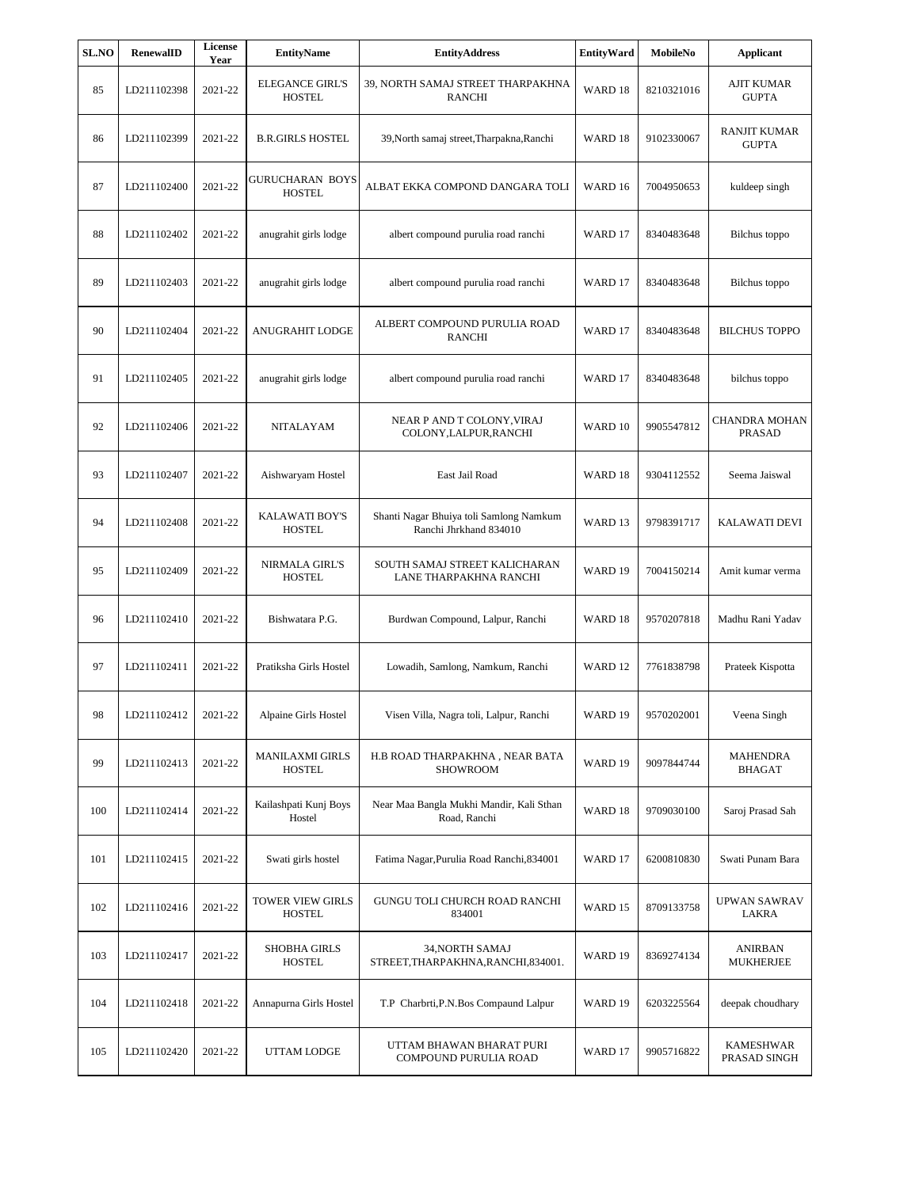| SL.NO | RenewalID | License Year | EntityName | EntityAddress | EntityWard | MobileNo | Applicant |
|---|---|---|---|---|---|---|---|
| 85 | LD211102398 | 2021-22 | ELEGANCE GIRL'S HOSTEL | 39, NORTH SAMAJ STREET THARPAKHNA RANCHI | WARD 18 | 8210321016 | AJIT KUMAR GUPTA |
| 86 | LD211102399 | 2021-22 | B.R.GIRLS HOSTEL | 39,North samaj street,Tharpakna,Ranchi | WARD 18 | 9102330067 | RANJIT KUMAR GUPTA |
| 87 | LD211102400 | 2021-22 | GURUCHARAN BOYS HOSTEL | ALBAT EKKA COMPOND DANGARA TOLI | WARD 16 | 7004950653 | kuldeep singh |
| 88 | LD211102402 | 2021-22 | anugrahit girls lodge | albert compound purulia road ranchi | WARD 17 | 8340483648 | Bilchus toppo |
| 89 | LD211102403 | 2021-22 | anugrahit girls lodge | albert compound purulia road ranchi | WARD 17 | 8340483648 | Bilchus toppo |
| 90 | LD211102404 | 2021-22 | ANUGRAHIT LODGE | ALBERT COMPOUND PURULIA ROAD RANCHI | WARD 17 | 8340483648 | BILCHUS TOPPO |
| 91 | LD211102405 | 2021-22 | anugrahit girls lodge | albert compound purulia road ranchi | WARD 17 | 8340483648 | bilchus toppo |
| 92 | LD211102406 | 2021-22 | NITALAYAM | NEAR P AND T COLONY,VIRAJ COLONY,LALPUR,RANCHI | WARD 10 | 9905547812 | CHANDRA MOHAN PRASAD |
| 93 | LD211102407 | 2021-22 | Aishwaryam Hostel | East Jail Road | WARD 18 | 9304112552 | Seema Jaiswal |
| 94 | LD211102408 | 2021-22 | KALAWATI BOY'S HOSTEL | Shanti Nagar Bhuiya toli Samlong Namkum Ranchi Jhrkhand 834010 | WARD 13 | 9798391717 | KALAWATI DEVI |
| 95 | LD211102409 | 2021-22 | NIRMALA GIRL'S HOSTEL | SOUTH SAMAJ STREET KALICHARAN LANE THARPAKHNA RANCHI | WARD 19 | 7004150214 | Amit kumar verma |
| 96 | LD211102410 | 2021-22 | Bishwatara P.G. | Burdwan Compound, Lalpur, Ranchi | WARD 18 | 9570207818 | Madhu Rani Yadav |
| 97 | LD211102411 | 2021-22 | Pratiksha Girls Hostel | Lowadih, Samlong, Namkum, Ranchi | WARD 12 | 7761838798 | Prateek Kispotta |
| 98 | LD211102412 | 2021-22 | Alpaine Girls Hostel | Visen Villa, Nagra toli, Lalpur, Ranchi | WARD 19 | 9570202001 | Veena Singh |
| 99 | LD211102413 | 2021-22 | MANILAXMI GIRLS HOSTEL | H.B ROAD THARPAKHNA , NEAR BATA SHOWROOM | WARD 19 | 9097844744 | MAHENDRA BHAGAT |
| 100 | LD211102414 | 2021-22 | Kailashpati Kunj Boys Hostel | Near Maa Bangla Mukhi Mandir, Kali Sthan Road, Ranchi | WARD 18 | 9709030100 | Saroj Prasad Sah |
| 101 | LD211102415 | 2021-22 | Swati girls hostel | Fatima Nagar,Purulia Road Ranchi,834001 | WARD 17 | 6200810830 | Swati Punam Bara |
| 102 | LD211102416 | 2021-22 | TOWER VIEW GIRLS HOSTEL | GUNGU TOLI CHURCH ROAD RANCHI 834001 | WARD 15 | 8709133758 | UPWAN SAWRAV LAKRA |
| 103 | LD211102417 | 2021-22 | SHOBHA GIRLS HOSTEL | 34,NORTH SAMAJ STREET,THARPAKHNA,RANCHI,834001. | WARD 19 | 8369274134 | ANIRBAN MUKHERJEE |
| 104 | LD211102418 | 2021-22 | Annapurna Girls Hostel | T.P Charbrti,P.N.Bos Compaund Lalpur | WARD 19 | 6203225564 | deepak choudhary |
| 105 | LD211102420 | 2021-22 | UTTAM LODGE | UTTAM BHAWAN BHARAT PURI COMPOUND PURULIA ROAD | WARD 17 | 9905716822 | KAMESHWAR PRASAD SINGH |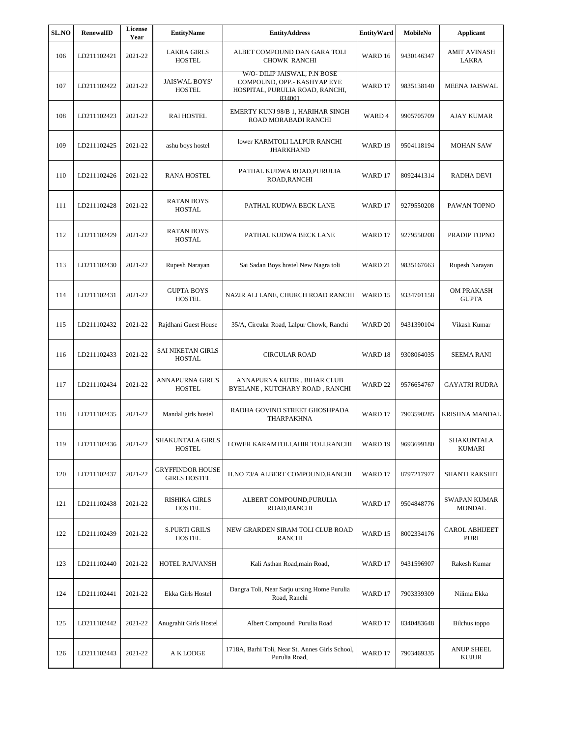| SL.NO | RenewalID | License Year | EntityName | EntityAddress | EntityWard | MobileNo | Applicant |
|---|---|---|---|---|---|---|---|
| 106 | LD211102421 | 2021-22 | LAKRA GIRLS HOSTEL | ALBET COMPOUND DAN GARA TOLI CHOWK RANCHI | WARD 16 | 9430146347 | AMIT AVINASH LAKRA |
| 107 | LD211102422 | 2021-22 | JAISWAL BOYS' HOSTEL | W/O- DILIP JAISWAL, P.N BOSE COMPOUND, OPP.- KASHYAP EYE HOSPITAL, PURULIA ROAD, RANCHI, 834001 | WARD 17 | 9835138140 | MEENA JAISWAL |
| 108 | LD211102423 | 2021-22 | RAI HOSTEL | EMERTY KUNJ 98/B 1, HARIHAR SINGH ROAD MORABADI RANCHI | WARD 4 | 9905705709 | AJAY KUMAR |
| 109 | LD211102425 | 2021-22 | ashu boys hostel | lower KARMTOLI LALPUR RANCHI JHARKHAND | WARD 19 | 9504118194 | MOHAN SAW |
| 110 | LD211102426 | 2021-22 | RANA HOSTEL | PATHAL KUDWA ROAD,PURULIA ROAD,RANCHI | WARD 17 | 8092441314 | RADHA DEVI |
| 111 | LD211102428 | 2021-22 | RATAN BOYS HOSTAL | PATHAL KUDWA BECK LANE | WARD 17 | 9279550208 | PAWAN TOPNO |
| 112 | LD211102429 | 2021-22 | RATAN BOYS HOSTAL | PATHAL KUDWA BECK LANE | WARD 17 | 9279550208 | PRADIP TOPNO |
| 113 | LD211102430 | 2021-22 | Rupesh Narayan | Sai Sadan Boys hostel New Nagra toli | WARD 21 | 9835167663 | Rupesh Narayan |
| 114 | LD211102431 | 2021-22 | GUPTA BOYS HOSTEL | NAZIR ALI LANE, CHURCH ROAD RANCHI | WARD 15 | 9334701158 | OM PRAKASH GUPTA |
| 115 | LD211102432 | 2021-22 | Rajdhani Guest House | 35/A, Circular Road, Lalpur Chowk, Ranchi | WARD 20 | 9431390104 | Vikash Kumar |
| 116 | LD211102433 | 2021-22 | SAI NIKETAN GIRLS HOSTAL | CIRCULAR ROAD | WARD 18 | 9308064035 | SEEMA RANI |
| 117 | LD211102434 | 2021-22 | ANNAPURNA GIRL'S HOSTEL | ANNAPURNA KUTIR , BIHAR CLUB BYELANE , KUTCHARY ROAD , RANCHI | WARD 22 | 9576654767 | GAYATRI RUDRA |
| 118 | LD211102435 | 2021-22 | Mandal girls hostel | RADHA GOVIND STREET GHOSHPADA THARPAKHNA | WARD 17 | 7903590285 | KRISHNA MANDAL |
| 119 | LD211102436 | 2021-22 | SHAKUNTALA GIRLS HOSTEL | LOWER KARAMTOLI,AHIR TOLI,RANCHI | WARD 19 | 9693699180 | SHAKUNTALA KUMARI |
| 120 | LD211102437 | 2021-22 | GRYFFINDOR HOUSE GIRLS HOSTEL | H.NO 73/A ALBERT COMPOUND,RANCHI | WARD 17 | 8797217977 | SHANTI RAKSHIT |
| 121 | LD211102438 | 2021-22 | RISHIKA GIRLS HOSTEL | ALBERT COMPOUND,PURULIA ROAD,RANCHI | WARD 17 | 9504848776 | SWAPAN KUMAR MONDAL |
| 122 | LD211102439 | 2021-22 | S.PURTI GRIL'S HOSTEL | NEW GRARDEN SIRAM TOLI CLUB ROAD RANCHI | WARD 15 | 8002334176 | CAROL ABHIJEET PURI |
| 123 | LD211102440 | 2021-22 | HOTEL RAJVANSH | Kali Asthan Road,main Road, | WARD 17 | 9431596907 | Rakesh Kumar |
| 124 | LD211102441 | 2021-22 | Ekka Girls Hostel | Dangra Toli, Near Sarju ursing Home Purulia Road, Ranchi | WARD 17 | 7903339309 | Nilima Ekka |
| 125 | LD211102442 | 2021-22 | Anugrahit Girls Hostel | Albert Compound Purulia Road | WARD 17 | 8340483648 | Bilchus toppo |
| 126 | LD211102443 | 2021-22 | A K LODGE | 1718A, Barhi Toli, Near St. Annes Girls School, Purulia Road, | WARD 17 | 7903469335 | ANUP SHEEL KUJUR |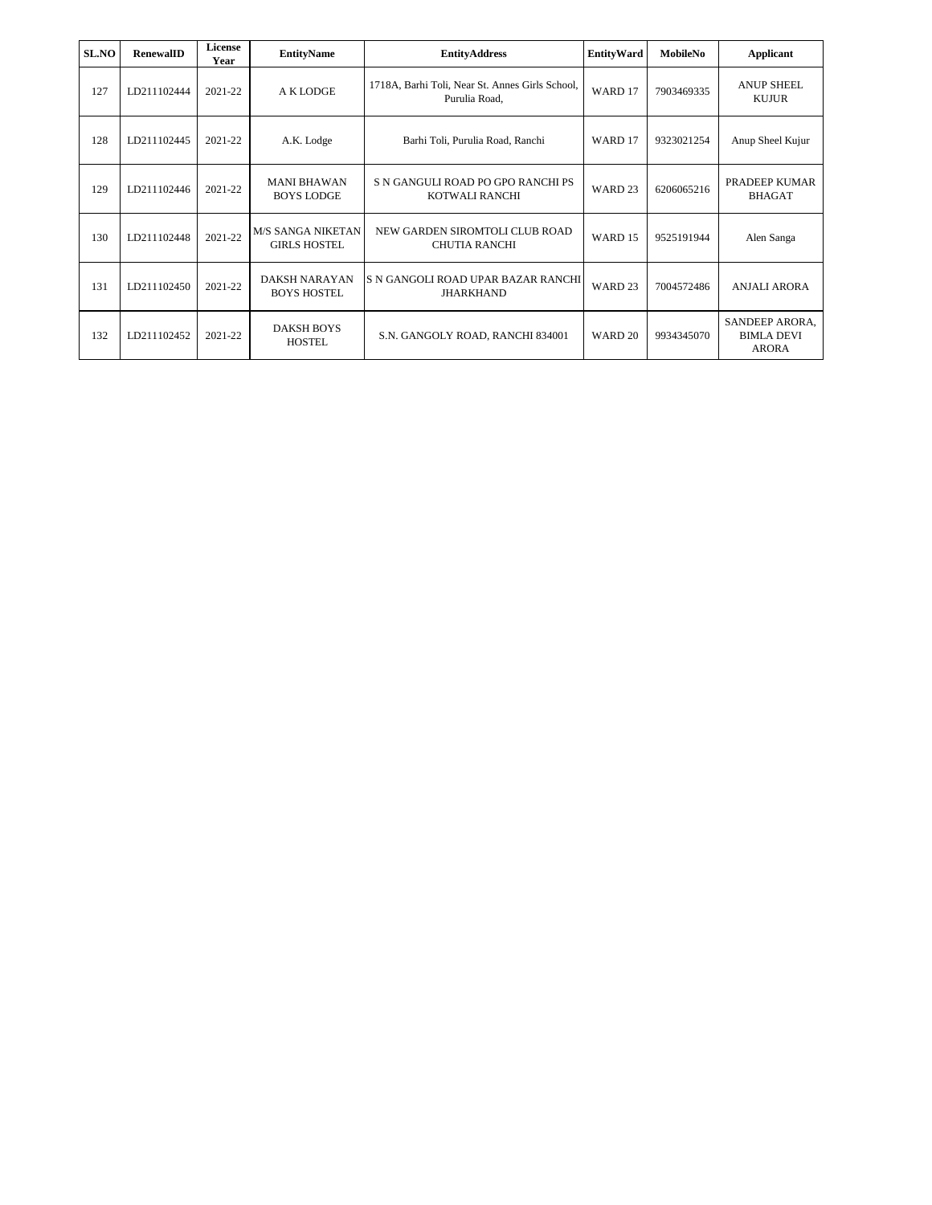| SL.NO | RenewalID | License Year | EntityName | EntityAddress | EntityWard | MobileNo | Applicant |
|---|---|---|---|---|---|---|---|
| 127 | LD211102444 | 2021-22 | A K LODGE | 1718A, Barhi Toli, Near St. Annes Girls School, Purulia Road, | WARD 17 | 7903469335 | ANUP SHEEL KUJUR |
| 128 | LD211102445 | 2021-22 | A.K. Lodge | Barhi Toli, Purulia Road, Ranchi | WARD 17 | 9323021254 | Anup Sheel Kujur |
| 129 | LD211102446 | 2021-22 | MANI BHAWAN BOYS LODGE | S N GANGULI ROAD PO GPO RANCHI PS KOTWALI RANCHI | WARD 23 | 6206065216 | PRADEEP KUMAR BHAGAT |
| 130 | LD211102448 | 2021-22 | M/S SANGA NIKETAN GIRLS HOSTEL | NEW GARDEN SIROMTOLI CLUB ROAD CHUTIA RANCHI | WARD 15 | 9525191944 | Alen Sanga |
| 131 | LD211102450 | 2021-22 | DAKSH NARAYAN BOYS HOSTEL | S N GANGOLI ROAD UPAR BAZAR RANCHI JHARKHAND | WARD 23 | 7004572486 | ANJALI ARORA |
| 132 | LD211102452 | 2021-22 | DAKSH BOYS HOSTEL | S.N. GANGOLY ROAD, RANCHI 834001 | WARD 20 | 9934345070 | SANDEEP ARORA, BIMLA DEVI ARORA |